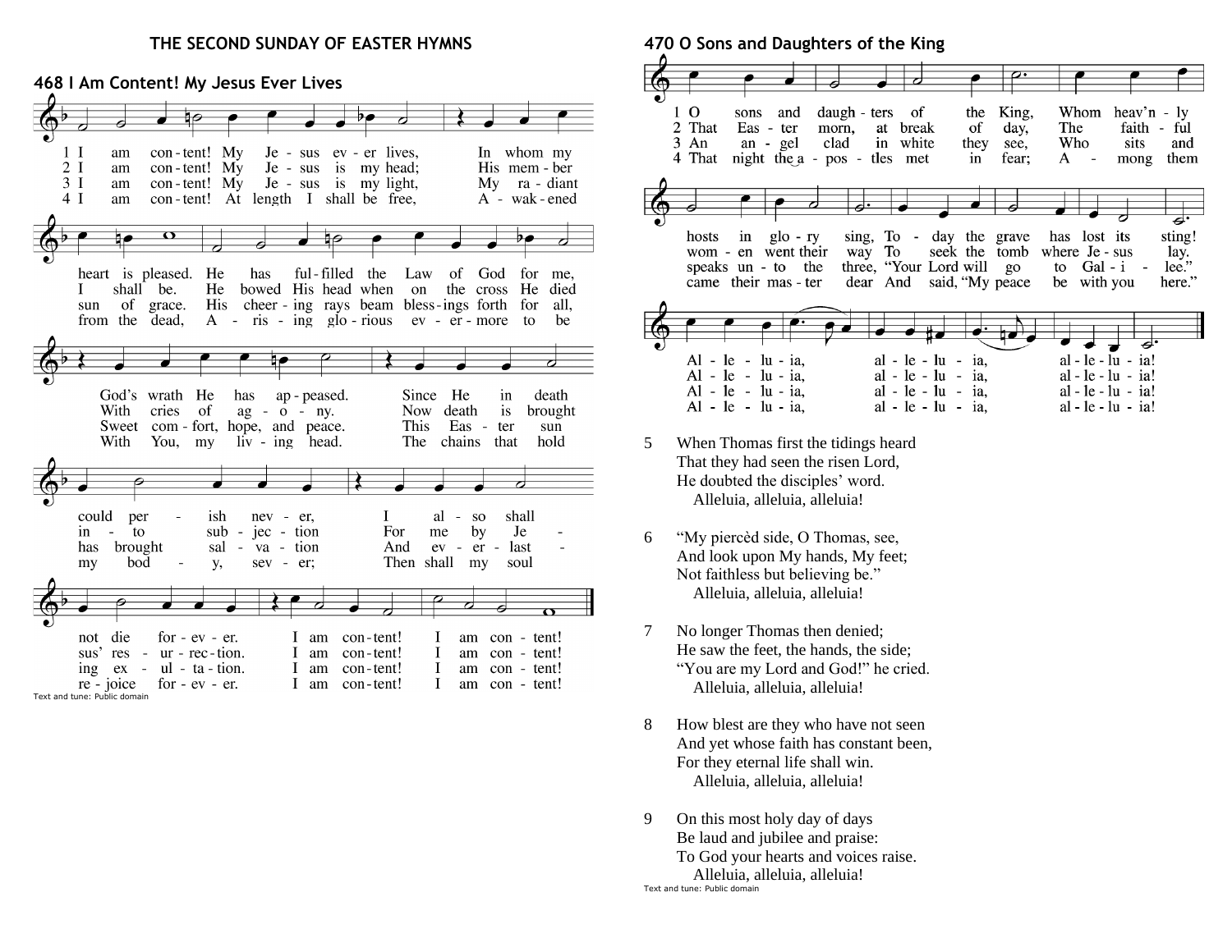# THE SECOND SUNDAY OF EASTER HYMNS

## 468 I Am Content! My Jesus Ever Lives

1 I am con - tent! My Je - sus ev - er lives, In whom my heart is pleased. He has ful - filled the Law of God for me, God's wrath He has ap - peased. Since He in death could per - ish nev - er, I al - so shall not die for - ev - er. I am con - tent! I am con - tent!

2 I am con - tent! My Je - sus is my head; His mem - ber I shall be. He bowed His head when on the cross He died With cries of ag - o - ny. Now death is brought in - to sub - jec - tion For me by Je - sus' res - ur - rec - tion. I am con - tent! I am con - tent!

3 I am con - tent! My Je - sus is my light, My ra - diant sun of grace. His cheer - ing rays beam bless - ings forth for all, Sweet com - fort, hope, and peace. This Eas - ter sun has brought sal - va - tion And ev - er - last - ing ex - ul - ta - tion. I am con - tent! I am con - tent!

4 I am con - tent! At length I shall be free, A - wak - ened from the dead, A - ris - ing glo - rious ev - er - more to be With You, my liv - ing head. The chains that hold my bod - y, sev - er; Then shall my soul re - joice for - ev - er. I am con - tent! I am con - tent!

Text and tune: Public domain

## 470 O Sons and Daughters of the King

1 O sons and daugh - ters of the King, Whom heav'n - ly hosts in glo - ry sing, To - day the grave has lost its sting! Al - le - lu - ia, al - le - lu - ia, al - le - lu - ia!

2 That Eas - ter morn, at break of day, The faith - ful wom - en went their way To seek the tomb where Je - sus lay. Al - le - lu - ia, al - le - lu - ia, al - le - lu - ia!

3 An an - gel clad in white they see, Who sits and speaks un - to the three, "Your Lord will go to Gal - i - lee." Al - le - lu - ia, al - le - lu - ia, al - le - lu - ia!

4 That night the a - pos - tles met in fear; A - mong them came their mas - ter dear And said, "My peace be with you here." Al - le - lu - ia, al - le - lu - ia, al - le - lu - ia!

5 When Thomas first the tidings heard
That they had seen the risen Lord,
He doubted the disciples' word.
Alleluia, alleluia, alleluia!

6 "My piercèd side, O Thomas, see,
And look upon My hands, My feet;
Not faithless but believing be."
Alleluia, alleluia, alleluia!

7 No longer Thomas then denied;
He saw the feet, the hands, the side;
"You are my Lord and God!" he cried.
Alleluia, alleluia, alleluia!

8 How blest are they who have not seen
And yet whose faith has constant been,
For they eternal life shall win.
Alleluia, alleluia, alleluia!

9 On this most holy day of days
Be laud and jubilee and praise:
To God your hearts and voices raise.
Alleluia, alleluia, alleluia!

Text and tune: Public domain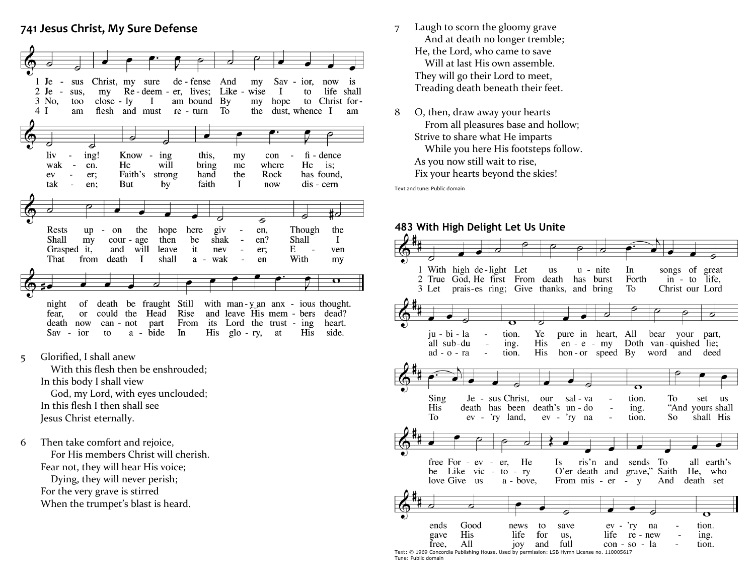## 741 Jesus Christ, My Sure Defense

1 Jesus Christ, my sure defense
And my Savior, now is living!
Knowing this, my confidence
Rests upon the hope here given,
Though the night of death be fraught
Still with many an anxious thought.

2 Jesus, my Redeemer, lives;
Likewise I to life shall waken.
He will bring me where He is;
Shall my courage then be shaken?
Shall I fear, or could the Head
Rise and leave His members dead?

3 No, too closely I am bound
By my hope to Christ forever;
Faith's strong hand the Rock has found,
Grasped it, and will leave it never;
Even death now cannot part
From its Lord the trusting heart.

4 I am flesh and must return
To the dust, whence I am taken;
But by faith I now discern
That from death I shall awaken
With my Savior to abide
In His glory, at His side.

5 Glorified, I shall anew
With this flesh then be enshrouded;
In this body I shall view
God, my Lord, with eyes unclouded;
In this flesh I then shall see
Jesus Christ eternally.

6 Then take comfort and rejoice,
For His members Christ will cherish.
Fear not, they will hear His voice;
Dying, they will never perish;
For the very grave is stirred
When the trumpet's blast is heard.

7 Laugh to scorn the gloomy grave
And at death no longer tremble;
He, the Lord, who came to save
Will at last His own assemble.
They will go their Lord to meet,
Treading death beneath their feet.

8 O, then, draw away your hearts
From all pleasures base and hollow;
Strive to share what He imparts
While you here His footsteps follow.
As you now still wait to rise,
Fix your hearts beyond the skies!

Text and tune: Public domain

## 483 With High Delight Let Us Unite

1 With high delight Let us unite In songs of great jubilation.
Ye pure in heart, All bear your part, Sing Jesus Christ, our salvation.
To set us free Forever, He Is ris'n and sends To all earth's ends
Good news to save every nation.

2 True God, He first From death has burst Forth into life, all subduing.
His enemy Doth vanquished lie; His death has been death's undoing.
"And yours shall be Like victory O'er death and grave," Saith He, who gave
His life for us, life renewing.

3 Let praises ring; Give thanks, and bring To Christ our Lord adoration.
His honor speed By word and deed To every land, every nation.
So shall His love Give us above, From misery And death set free,
All joy and full consolation.

Text: © 1969 Concordia Publishing House. Used by permission: LSB Hymn License no. 110005617
Tune: Public domain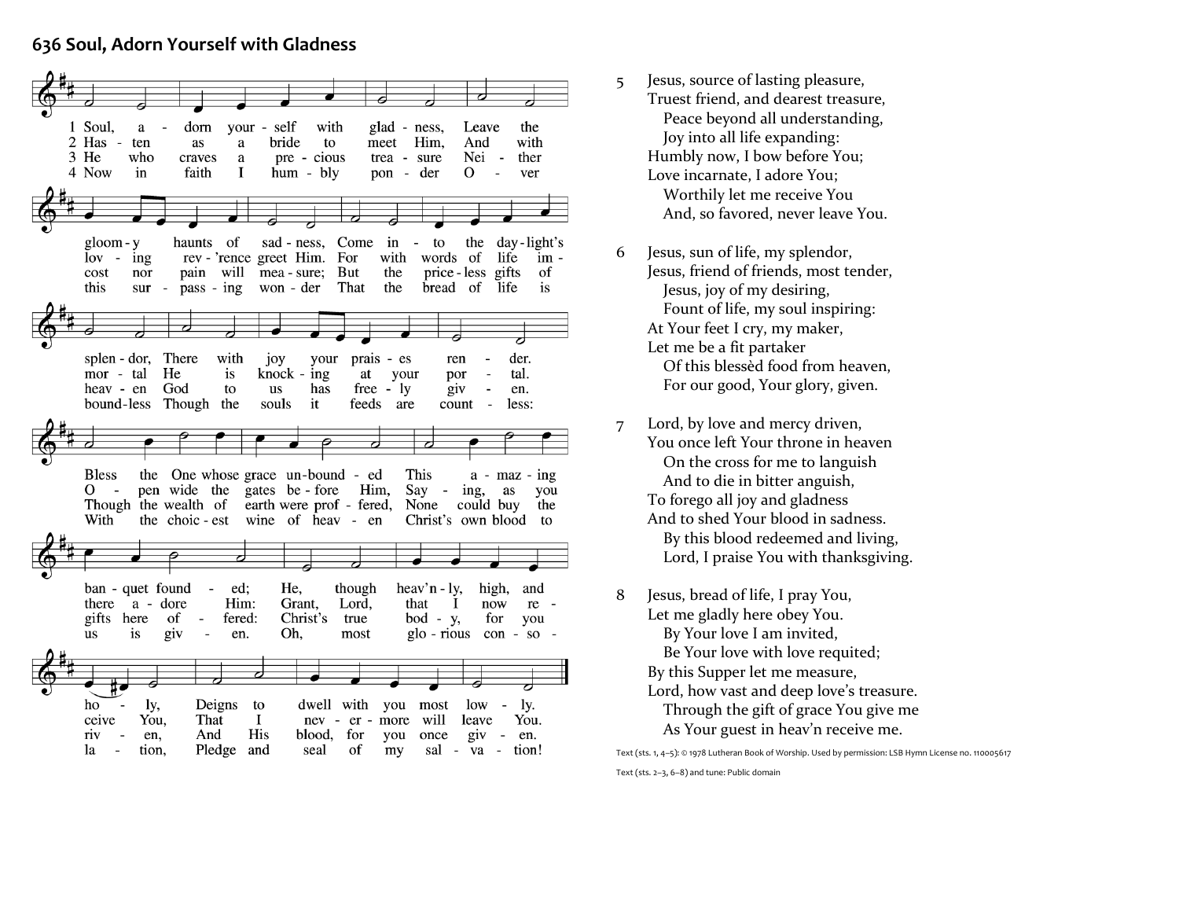## 636 Soul, Adorn Yourself with Gladness

1 Soul, adorn yourself with gladness, Leave the gloomy haunts of sadness, Come into the daylight's splendor, There with joy your praises render. Bless the One whose grace unbounded This amazing banquet founded; He, though heav'nly, high, and holy, Deigns to dwell with you most lowly.

2 Hasten as a bride to meet Him, And with loving rev'rence greet Him. For with words of life immortal He is knocking at your portal. Open wide the gates before Him, Saying, as you there adore Him: Grant, Lord, that I now receive You, That I nevermore will leave You.

3 He who craves a precious treasure Neither cost nor pain will measure; But the priceless gifts of heaven God to us has freely given. Though the wealth of earth were proffered, None could buy the gifts here offered: Christ's true body, for you riven, And His blood, for you once given.

4 Now in faith I humbly ponder Over this surpassing wonder That the bread of life is boundless Though the souls it feeds are countless: With the choicest wine of heaven Christ's own blood to us is given. Oh, most glorious consolation, Pledge and seal of my salvation!

5 Jesus, source of lasting pleasure,
Truest friend, and dearest treasure,
 Peace beyond all understanding,
 Joy into all life expanding:
Humbly now, I bow before You;
Love incarnate, I adore You;
 Worthily let me receive You
 And, so favored, never leave You.

6 Jesus, sun of life, my splendor,
Jesus, friend of friends, most tender,
 Jesus, joy of my desiring,
 Fount of life, my soul inspiring:
At Your feet I cry, my maker,
Let me be a fit partaker
 Of this blessèd food from heaven,
 For our good, Your glory, given.

7 Lord, by love and mercy driven,
You once left Your throne in heaven
 On the cross for me to languish
 And to die in bitter anguish,
To forego all joy and gladness
And to shed Your blood in sadness.
 By this blood redeemed and living,
 Lord, I praise You with thanksgiving.

8 Jesus, bread of life, I pray You,
Let me gladly here obey You.
 By Your love I am invited,
 Be Your love with love requited;
By this Supper let me measure,
Lord, how vast and deep love's treasure.
 Through the gift of grace You give me
 As Your guest in heav'n receive me.

Text (sts. 1, 4–5): © 1978 Lutheran Book of Worship. Used by permission: LSB Hymn License no. 110005617

Text (sts. 2–3, 6–8) and tune: Public domain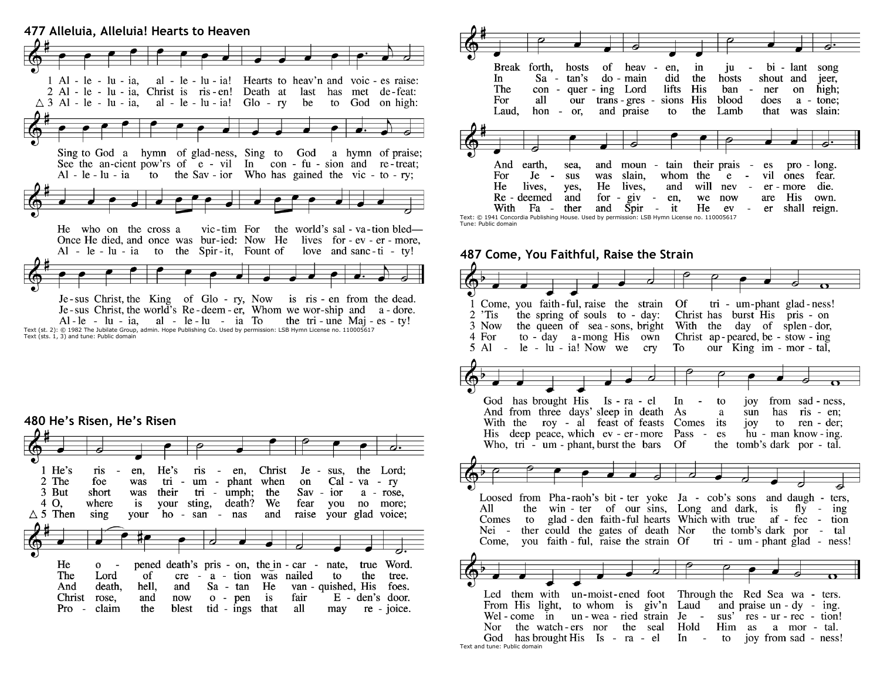## 477 Alleluia, Alleluia! Hearts to Heaven

1 Alleluia, alleluia! Hearts to heav'n and voices raise:
Sing to God a hymn of gladness, Sing to God a hymn of praise;
He who on the cross a victim For the world's salvation bled—
Jesus Christ, the King of Glory, Now is risen from the dead.

2 Alleluia, Christ is risen! Death at last has met defeat:
See the ancient pow'rs of evil In confusion and retreat;
Once He died, and once was buried: Now He lives forevermore,
Jesus Christ, the world's Redeemer, Whom we worship and adore.

△ 3 Alleluia, alleluia! Glory be to God on high:
Alleluia to the Savior Who has gained the victory;
Alleluia to the Spirit, Fount of love and sanctity!
Alleluia, alleluia To the triune Majesty!

Text (st. 2): © 1982 The Jubilate Group, admin. Hope Publishing Co. Used by permission: LSB Hymn License no. 110005617
Text (sts. 1, 3) and tune: Public domain

## 480 He's Risen, He's Risen

1 He's risen, He's risen, Christ Jesus, the Lord;
He opened death's prison, the incarnate, true Word.
Break forth, hosts of heaven, in jubilant song
And earth, sea, and mountain their praises prolong.

2 The foe was triumphant when on Calvary
The Lord of creation was nailed to the tree.
In Satan's domain did the hosts shout and jeer,
For Jesus was slain, whom the evil ones fear.

3 But short was their triumph; the Savior arose,
And death, hell, and Satan He vanquished, His foes.
The conquering Lord lifts His banner on high;
He lives, yes, He lives, and will nevermore die.

4 O, where is your sting, death? We fear you no more;
Christ rose, and now open is fair Eden's door.
For all our transgressions His blood does atone;
Redeemed and forgiven, we now are His own.

△ 5 Then sing your hosannas and raise your glad voice;
Proclaim the blest tidings that all may rejoice.
Laud, honor, and praise to the Lamb that was slain:
With Father and Spirit He ever shall reign.

Text: © 1941 Concordia Publishing House. Used by permission: LSB Hymn License no. 110005617
Tune: Public domain

## 487 Come, You Faithful, Raise the Strain

1 Come, you faithful, raise the strain Of triumphant gladness!
God has brought His Israel Into joy from sadness,
Loosed from Pharaoh's bitter yoke Jacob's sons and daughters,
Led them with unmoistened foot Through the Red Sea waters.

2 'Tis the spring of souls today: Christ has burst His prison
And from three days' sleep in death As a sun has risen;
All the winter of our sins, Long and dark, is flying
From His light, to whom is giv'n Laud and praise undying.

3 Now the queen of seasons, bright With the day of splendor,
With the royal feast of feasts Comes its joy to render;
Comes to gladden faithful hearts Which with true affection
Welcome in unwearied strain Jesus' resurrection!

4 For today among His own Christ appeared, bestowing
His deep peace, which evermore Passes human knowing.
Neither could the gates of death Nor the tomb's dark portal
Nor the watchers nor the seal Hold Him as a mortal.

5 Alleluia! Now we cry To our King immortal,
Who, triumphant, burst the bars Of the tomb's dark portal;
Come, you faithful, raise the strain Of triumphant gladness!
God has brought His Israel Into joy from sadness!

Text and tune: Public domain